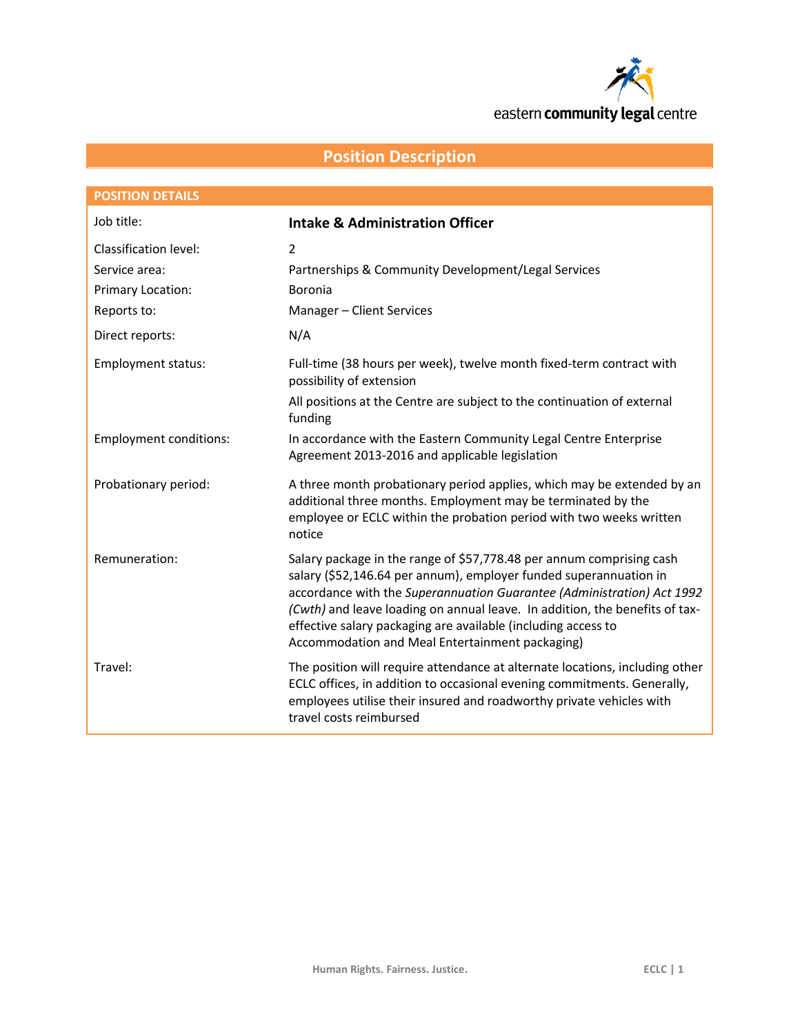eastern **community legal** centre

# Position Description

## POSITION DETAILS

| | |
|---|---|
| Job title: | **Intake & Administration Officer** |
| Classification level: | 2 |
| Service area: | Partnerships & Community Development/Legal Services |
| Primary Location: | Boronia |
| Reports to: | Manager – Client Services |
| Direct reports: | N/A |
| Employment status: | Full-time (38 hours per week), twelve month fixed-term contract with possibility of extension<br>All positions at the Centre are subject to the continuation of external funding |
| Employment conditions: | In accordance with the Eastern Community Legal Centre Enterprise Agreement 2013-2016 and applicable legislation |
| Probationary period: | A three month probationary period applies, which may be extended by an additional three months. Employment may be terminated by the employee or ECLC within the probation period with two weeks written notice |
| Remuneration: | Salary package in the range of $57,778.48 per annum comprising cash salary ($52,146.64 per annum), employer funded superannuation in accordance with the *Superannuation Guarantee (Administration) Act 1992 (Cwth)* and leave loading on annual leave. In addition, the benefits of tax-effective salary packaging are available (including access to Accommodation and Meal Entertainment packaging) |
| Travel: | The position will require attendance at alternate locations, including other ECLC offices, in addition to occasional evening commitments. Generally, employees utilise their insured and roadworthy private vehicles with travel costs reimbursed |

Human Rights. Fairness. Justice.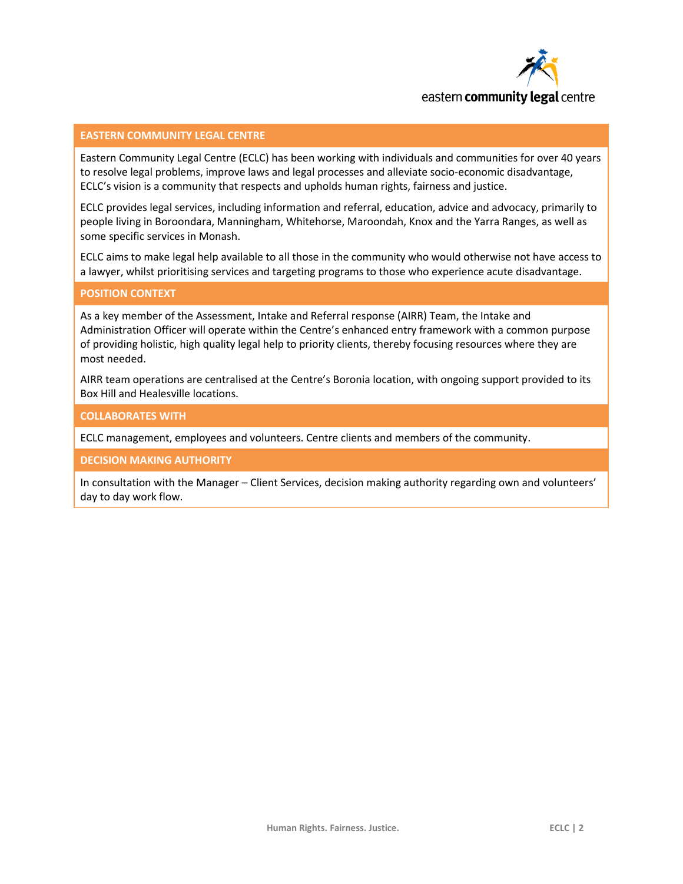## EASTERN COMMUNITY LEGAL CENTRE

Eastern Community Legal Centre (ECLC) has been working with individuals and communities for over 40 years to resolve legal problems, improve laws and legal processes and alleviate socio-economic disadvantage, ECLC's vision is a community that respects and upholds human rights, fairness and justice.

ECLC provides legal services, including information and referral, education, advice and advocacy, primarily to people living in Boroondara, Manningham, Whitehorse, Maroondah, Knox and the Yarra Ranges, as well as some specific services in Monash.

ECLC aims to make legal help available to all those in the community who would otherwise not have access to a lawyer, whilst prioritising services and targeting programs to those who experience acute disadvantage.

## POSITION CONTEXT

As a key member of the Assessment, Intake and Referral response (AIRR) Team, the Intake and Administration Officer will operate within the Centre's enhanced entry framework with a common purpose of providing holistic, high quality legal help to priority clients, thereby focusing resources where they are most needed.

AIRR team operations are centralised at the Centre's Boronia location, with ongoing support provided to its Box Hill and Healesville locations.

## COLLABORATES WITH

ECLC management, employees and volunteers. Centre clients and members of the community.

## DECISION MAKING AUTHORITY

In consultation with the Manager – Client Services, decision making authority regarding own and volunteers' day to day work flow.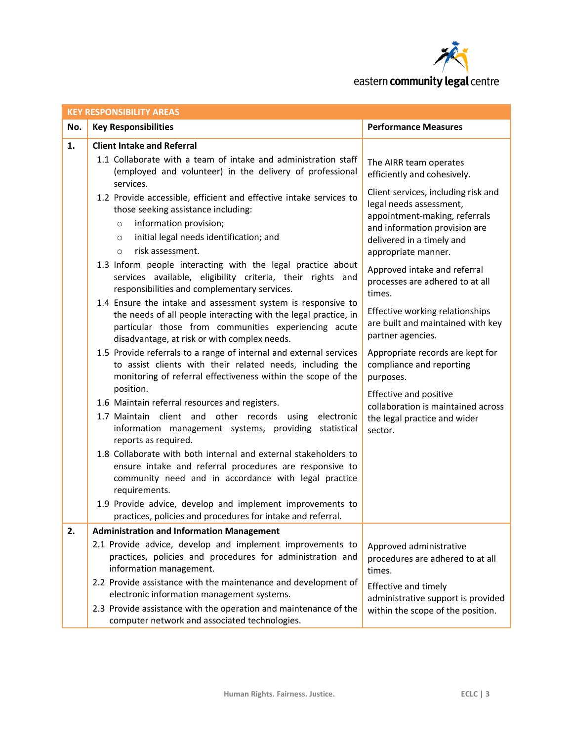| KEY RESPONSIBILITY AREAS | | |
|---|---|---|
| **No.** | **Key Responsibilities** | **Performance Measures** |
| **1.** | **Client Intake and Referral**<br>1.1 Collaborate with a team of intake and administration staff (employed and volunteer) in the delivery of professional services.<br>1.2 Provide accessible, efficient and effective intake services to those seeking assistance including:<br>○ information provision;<br>○ initial legal needs identification; and<br>○ risk assessment.<br>1.3 Inform people interacting with the legal practice about services available, eligibility criteria, their rights and responsibilities and complementary services.<br>1.4 Ensure the intake and assessment system is responsive to the needs of all people interacting with the legal practice, in particular those from communities experiencing acute disadvantage, at risk or with complex needs.<br>1.5 Provide referrals to a range of internal and external services to assist clients with their related needs, including the monitoring of referral effectiveness within the scope of the position.<br>1.6 Maintain referral resources and registers.<br>1.7 Maintain client and other records using electronic information management systems, providing statistical reports as required.<br>1.8 Collaborate with both internal and external stakeholders to ensure intake and referral procedures are responsive to community need and in accordance with legal practice requirements.<br>1.9 Provide advice, develop and implement improvements to practices, policies and procedures for intake and referral. | The AIRR team operates efficiently and cohesively.<br>Client services, including risk and legal needs assessment, appointment-making, referrals and information provision are delivered in a timely and appropriate manner.<br>Approved intake and referral processes are adhered to at all times.<br>Effective working relationships are built and maintained with key partner agencies.<br>Appropriate records are kept for compliance and reporting purposes.<br>Effective and positive collaboration is maintained across the legal practice and wider sector. |
| **2.** | **Administration and Information Management**<br>2.1 Provide advice, develop and implement improvements to practices, policies and procedures for administration and information management.<br>2.2 Provide assistance with the maintenance and development of electronic information management systems.<br>2.3 Provide assistance with the operation and maintenance of the computer network and associated technologies. | Approved administrative procedures are adhered to at all times.<br>Effective and timely administrative support is provided within the scope of the position. |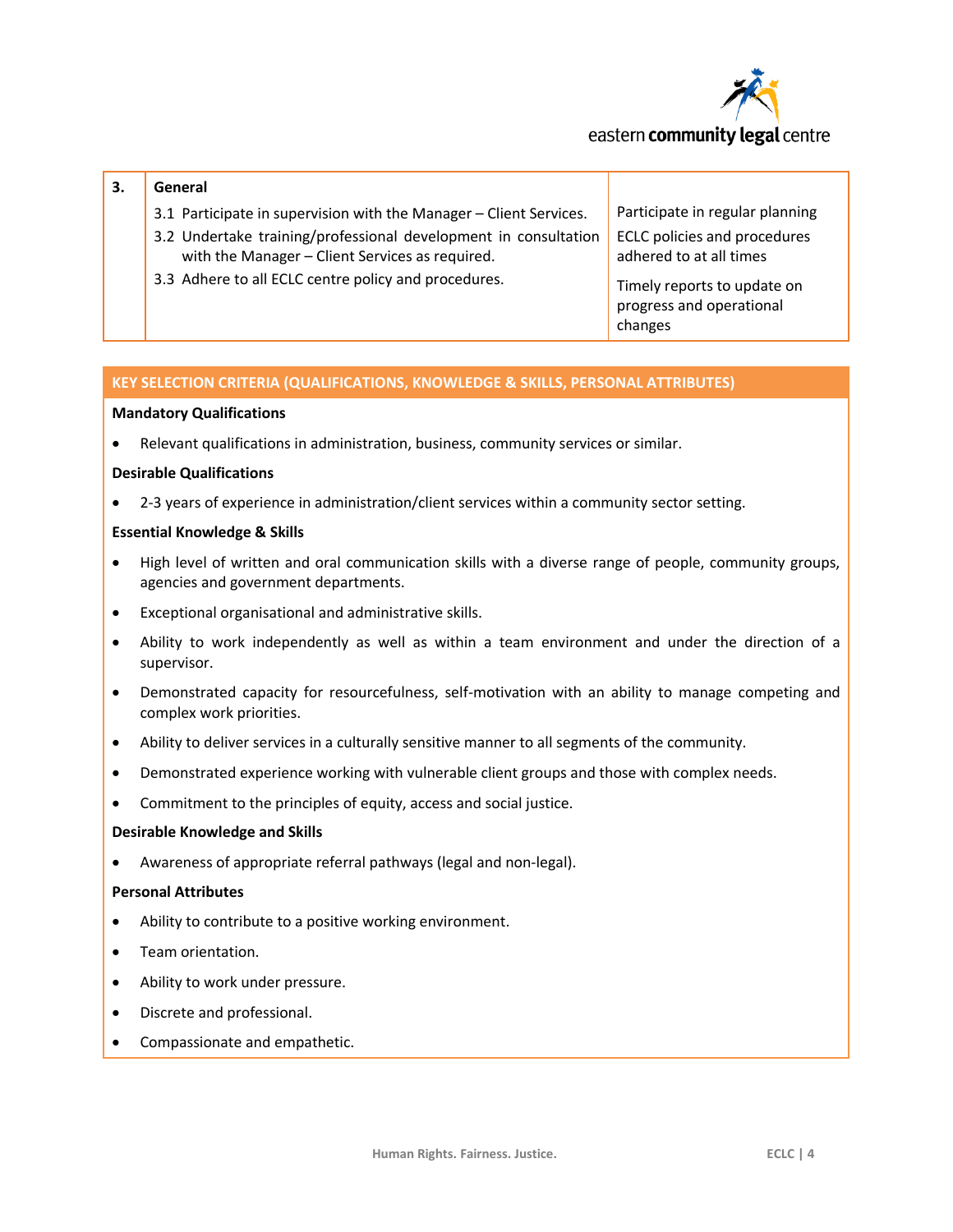| 3. | General | |
|---|---|---|
| | 3.1 Participate in supervision with the Manager – Client Services.<br>3.2 Undertake training/professional development in consultation with the Manager – Client Services as required.<br>3.3 Adhere to all ECLC centre policy and procedures. | Participate in regular planning<br>ECLC policies and procedures adhered to at all times<br>Timely reports to update on progress and operational changes |

## KEY SELECTION CRITERIA (QUALIFICATIONS, KNOWLEDGE & SKILLS, PERSONAL ATTRIBUTES)

**Mandatory Qualifications**

- Relevant qualifications in administration, business, community services or similar.

**Desirable Qualifications**

- 2-3 years of experience in administration/client services within a community sector setting.

**Essential Knowledge & Skills**

- High level of written and oral communication skills with a diverse range of people, community groups, agencies and government departments.
- Exceptional organisational and administrative skills.
- Ability to work independently as well as within a team environment and under the direction of a supervisor.
- Demonstrated capacity for resourcefulness, self-motivation with an ability to manage competing and complex work priorities.
- Ability to deliver services in a culturally sensitive manner to all segments of the community.
- Demonstrated experience working with vulnerable client groups and those with complex needs.
- Commitment to the principles of equity, access and social justice.

**Desirable Knowledge and Skills**

- Awareness of appropriate referral pathways (legal and non-legal).

**Personal Attributes**

- Ability to contribute to a positive working environment.
- Team orientation.
- Ability to work under pressure.
- Discrete and professional.
- Compassionate and empathetic.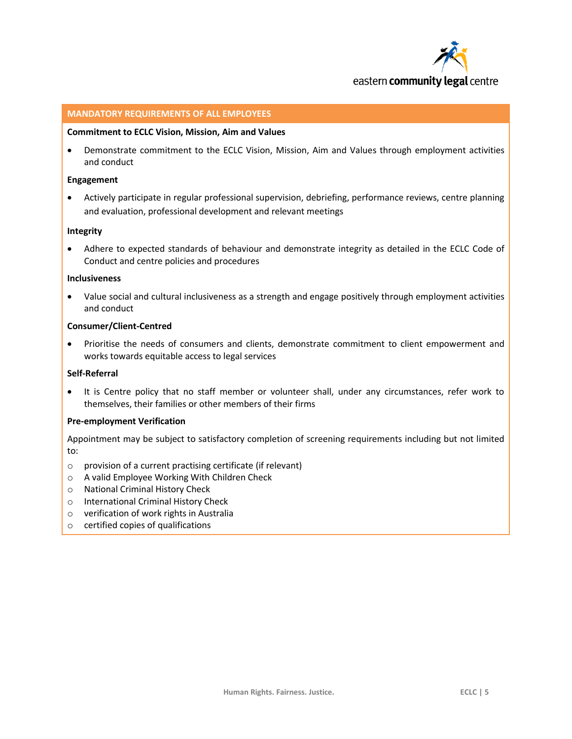## MANDATORY REQUIREMENTS OF ALL EMPLOYEES

**Commitment to ECLC Vision, Mission, Aim and Values**

- Demonstrate commitment to the ECLC Vision, Mission, Aim and Values through employment activities and conduct

**Engagement**

- Actively participate in regular professional supervision, debriefing, performance reviews, centre planning and evaluation, professional development and relevant meetings

**Integrity**

- Adhere to expected standards of behaviour and demonstrate integrity as detailed in the ECLC Code of Conduct and centre policies and procedures

**Inclusiveness**

- Value social and cultural inclusiveness as a strength and engage positively through employment activities and conduct

**Consumer/Client-Centred**

- Prioritise the needs of consumers and clients, demonstrate commitment to client empowerment and works towards equitable access to legal services

**Self-Referral**

- It is Centre policy that no staff member or volunteer shall, under any circumstances, refer work to themselves, their families or other members of their firms

**Pre-employment Verification**

Appointment may be subject to satisfactory completion of screening requirements including but not limited to:

- provision of a current practising certificate (if relevant)
- A valid Employee Working With Children Check
- National Criminal History Check
- International Criminal History Check
- verification of work rights in Australia
- certified copies of qualifications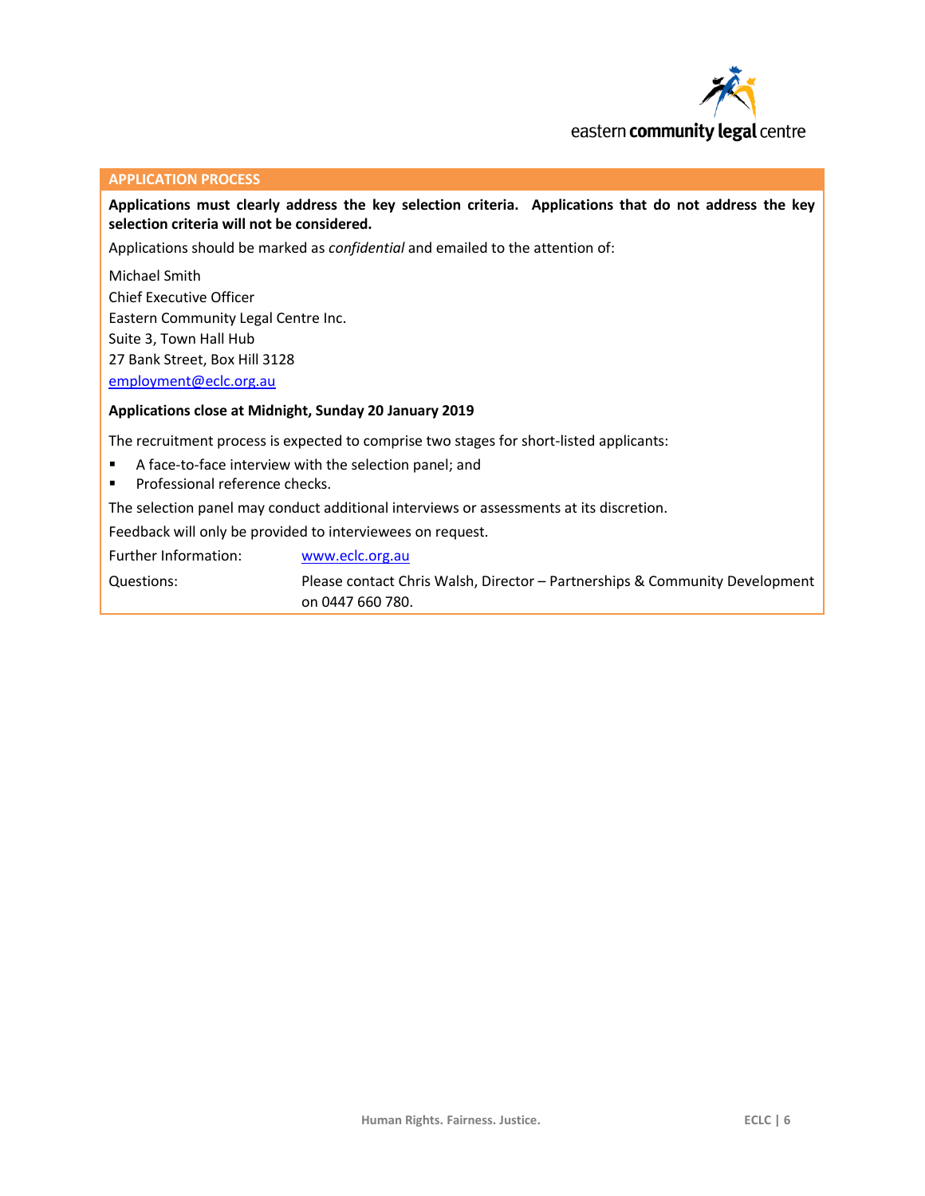## APPLICATION PROCESS

**Applications must clearly address the key selection criteria. Applications that do not address the key selection criteria will not be considered.**

Applications should be marked as *confidential* and emailed to the attention of:

Michael Smith
Chief Executive Officer
Eastern Community Legal Centre Inc.
Suite 3, Town Hall Hub
27 Bank Street, Box Hill 3128
employment@eclc.org.au

**Applications close at Midnight, Sunday 20 January 2019**

The recruitment process is expected to comprise two stages for short-listed applicants:

- A face-to-face interview with the selection panel; and
- Professional reference checks.

The selection panel may conduct additional interviews or assessments at its discretion.

Feedback will only be provided to interviewees on request.

| | |
|---|---|
| Further Information: | www.eclc.org.au |
| Questions: | Please contact Chris Walsh, Director – Partnerships & Community Development on 0447 660 780. |